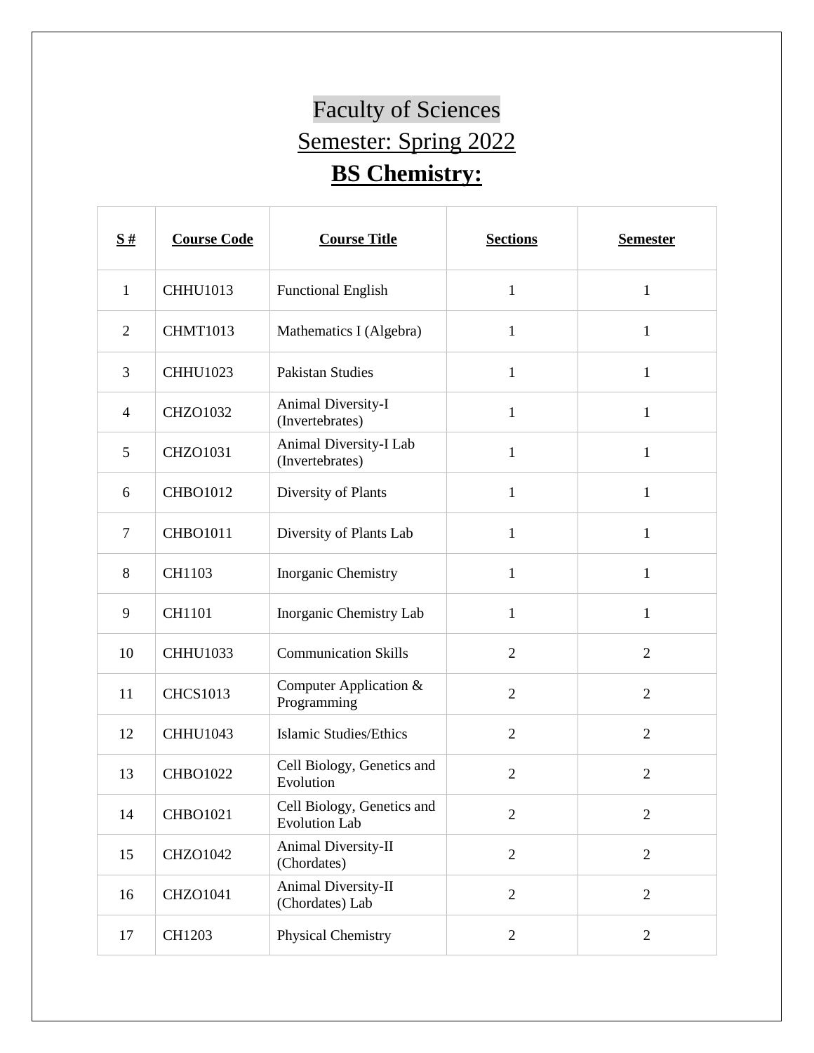# Faculty of Sciences

## Semester: Spring 2022

## **BS Chemistry:**

| **S #** | **Course Code** | **Course Title** | **Sections** | **Semester** |
|---|---|---|---|---|
| 1 | CHHU1013 | Functional English | 1 | 1 |
| 2 | CHMT1013 | Mathematics I (Algebra) | 1 | 1 |
| 3 | CHHU1023 | Pakistan Studies | 1 | 1 |
| 4 | CHZO1032 | Animal Diversity-I (Invertebrates) | 1 | 1 |
| 5 | CHZO1031 | Animal Diversity-I Lab (Invertebrates) | 1 | 1 |
| 6 | CHBO1012 | Diversity of Plants | 1 | 1 |
| 7 | CHBO1011 | Diversity of Plants Lab | 1 | 1 |
| 8 | CH1103 | Inorganic Chemistry | 1 | 1 |
| 9 | CH1101 | Inorganic Chemistry Lab | 1 | 1 |
| 10 | CHHU1033 | Communication Skills | 2 | 2 |
| 11 | CHCS1013 | Computer Application & Programming | 2 | 2 |
| 12 | CHHU1043 | Islamic Studies/Ethics | 2 | 2 |
| 13 | CHBO1022 | Cell Biology, Genetics and Evolution | 2 | 2 |
| 14 | CHBO1021 | Cell Biology, Genetics and Evolution Lab | 2 | 2 |
| 15 | CHZO1042 | Animal Diversity-II (Chordates) | 2 | 2 |
| 16 | CHZO1041 | Animal Diversity-II (Chordates) Lab | 2 | 2 |
| 17 | CH1203 | Physical Chemistry | 2 | 2 |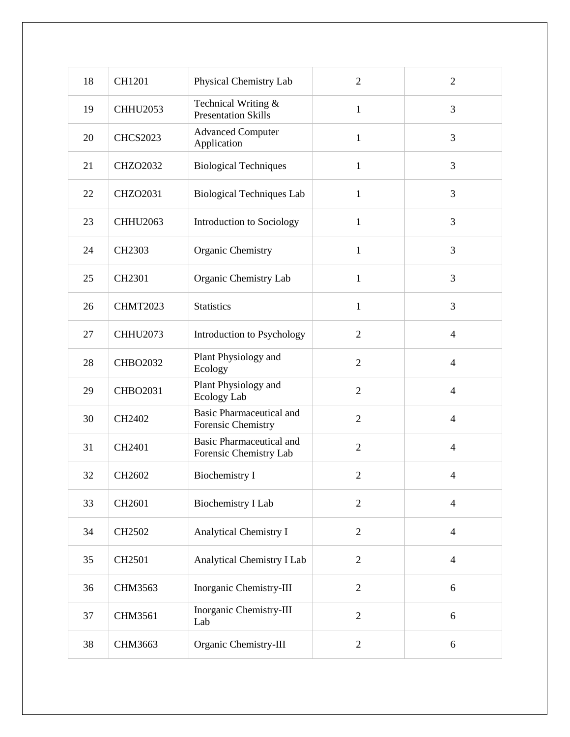| 18 | CH1201 | Physical Chemistry Lab | 2 | 2 |
|---|---|---|---|---|
| 19 | CHHU2053 | Technical Writing & Presentation Skills | 1 | 3 |
| 20 | CHCS2023 | Advanced Computer Application | 1 | 3 |
| 21 | CHZO2032 | Biological Techniques | 1 | 3 |
| 22 | CHZO2031 | Biological Techniques Lab | 1 | 3 |
| 23 | CHHU2063 | Introduction to Sociology | 1 | 3 |
| 24 | CH2303 | Organic Chemistry | 1 | 3 |
| 25 | CH2301 | Organic Chemistry Lab | 1 | 3 |
| 26 | CHMT2023 | Statistics | 1 | 3 |
| 27 | CHHU2073 | Introduction to Psychology | 2 | 4 |
| 28 | CHBO2032 | Plant Physiology and Ecology | 2 | 4 |
| 29 | CHBO2031 | Plant Physiology and Ecology Lab | 2 | 4 |
| 30 | CH2402 | Basic Pharmaceutical and Forensic Chemistry | 2 | 4 |
| 31 | CH2401 | Basic Pharmaceutical and Forensic Chemistry Lab | 2 | 4 |
| 32 | CH2602 | Biochemistry I | 2 | 4 |
| 33 | CH2601 | Biochemistry I Lab | 2 | 4 |
| 34 | CH2502 | Analytical Chemistry I | 2 | 4 |
| 35 | CH2501 | Analytical Chemistry I Lab | 2 | 4 |
| 36 | CHM3563 | Inorganic Chemistry-III | 2 | 6 |
| 37 | CHM3561 | Inorganic Chemistry-III Lab | 2 | 6 |
| 38 | CHM3663 | Organic Chemistry-III | 2 | 6 |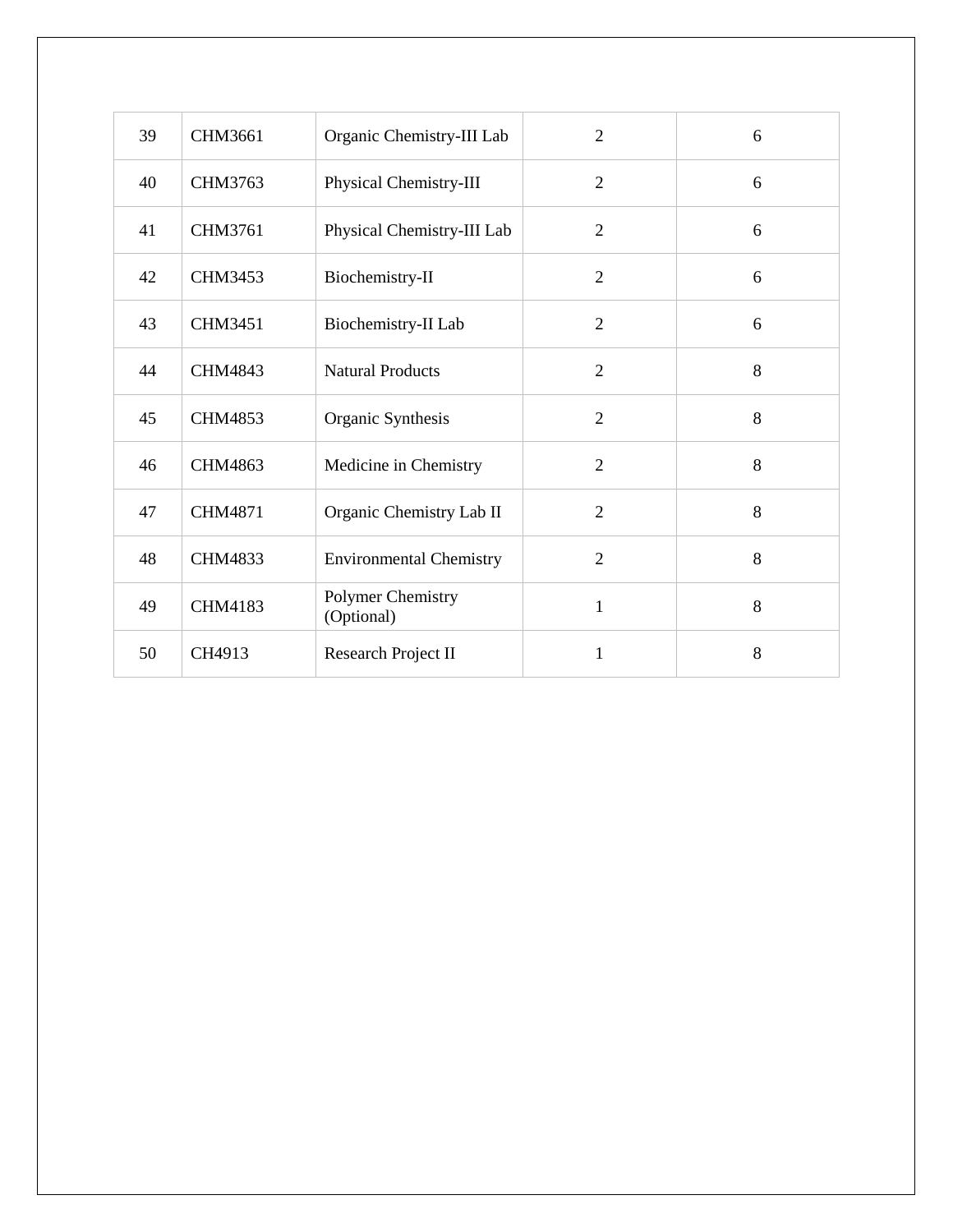| | | | | |
|---|---|---|---|---|
| 39 | CHM3661 | Organic Chemistry-III Lab | 2 | 6 |
| 40 | CHM3763 | Physical Chemistry-III | 2 | 6 |
| 41 | CHM3761 | Physical Chemistry-III Lab | 2 | 6 |
| 42 | CHM3453 | Biochemistry-II | 2 | 6 |
| 43 | CHM3451 | Biochemistry-II Lab | 2 | 6 |
| 44 | CHM4843 | Natural Products | 2 | 8 |
| 45 | CHM4853 | Organic Synthesis | 2 | 8 |
| 46 | CHM4863 | Medicine in Chemistry | 2 | 8 |
| 47 | CHM4871 | Organic Chemistry Lab II | 2 | 8 |
| 48 | CHM4833 | Environmental Chemistry | 2 | 8 |
| 49 | CHM4183 | Polymer Chemistry (Optional) | 1 | 8 |
| 50 | CH4913 | Research Project II | 1 | 8 |